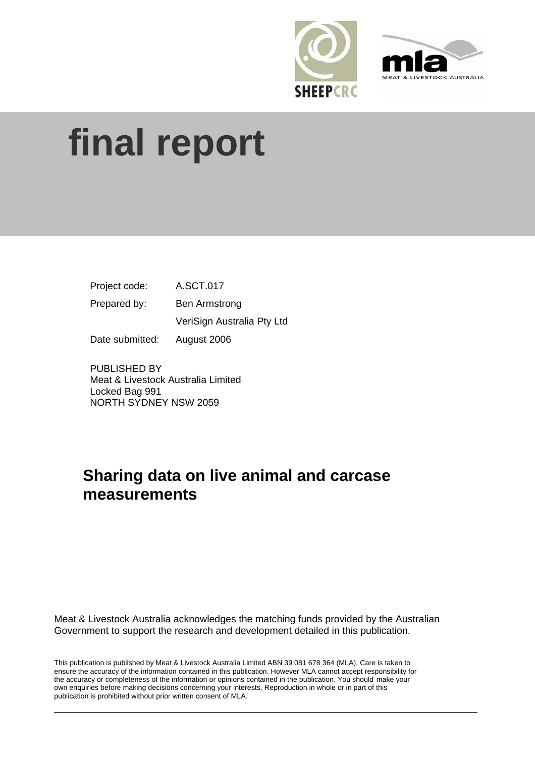# final report

Project code: A.SCT.017

Prepared by: Ben Armstrong

VeriSign Australia Pty Ltd

Date submitted: August 2006

PUBLISHED BY
Meat & Livestock Australia Limited
Locked Bag 991
NORTH SYDNEY NSW 2059

## Sharing data on live animal and carcase measurements

Meat & Livestock Australia acknowledges the matching funds provided by the Australian Government to support the research and development detailed in this publication.

This publication is published by Meat & Livestock Australia Limited ABN 39 081 678 364 (MLA). Care is taken to ensure the accuracy of the information contained in this publication. However MLA cannot accept responsibility for the accuracy or completeness of the information or opinions contained in the publication. You should make your own enquiries before making decisions concerning your interests. Reproduction in whole or in part of this publication is prohibited without prior written consent of MLA.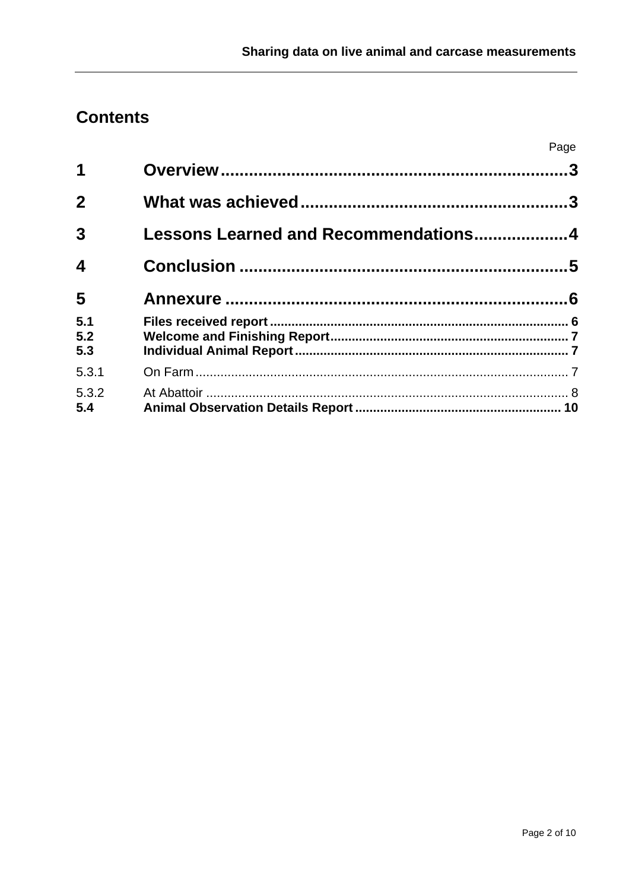## Contents

| | | Page |
|---|---|---|
| **1** | **Overview** | **3** |
| **2** | **What was achieved** | **3** |
| **3** | **Lessons Learned and Recommendations** | **4** |
| **4** | **Conclusion** | **5** |
| **5** | **Annexure** | **6** |
| **5.1** | **Files received report** | **6** |
| **5.2** | **Welcome and Finishing Report** | **7** |
| **5.3** | **Individual Animal Report** | **7** |
| 5.3.1 | On Farm | 7 |
| 5.3.2 | At Abattoir | 8 |
| **5.4** | **Animal Observation Details Report** | **10** |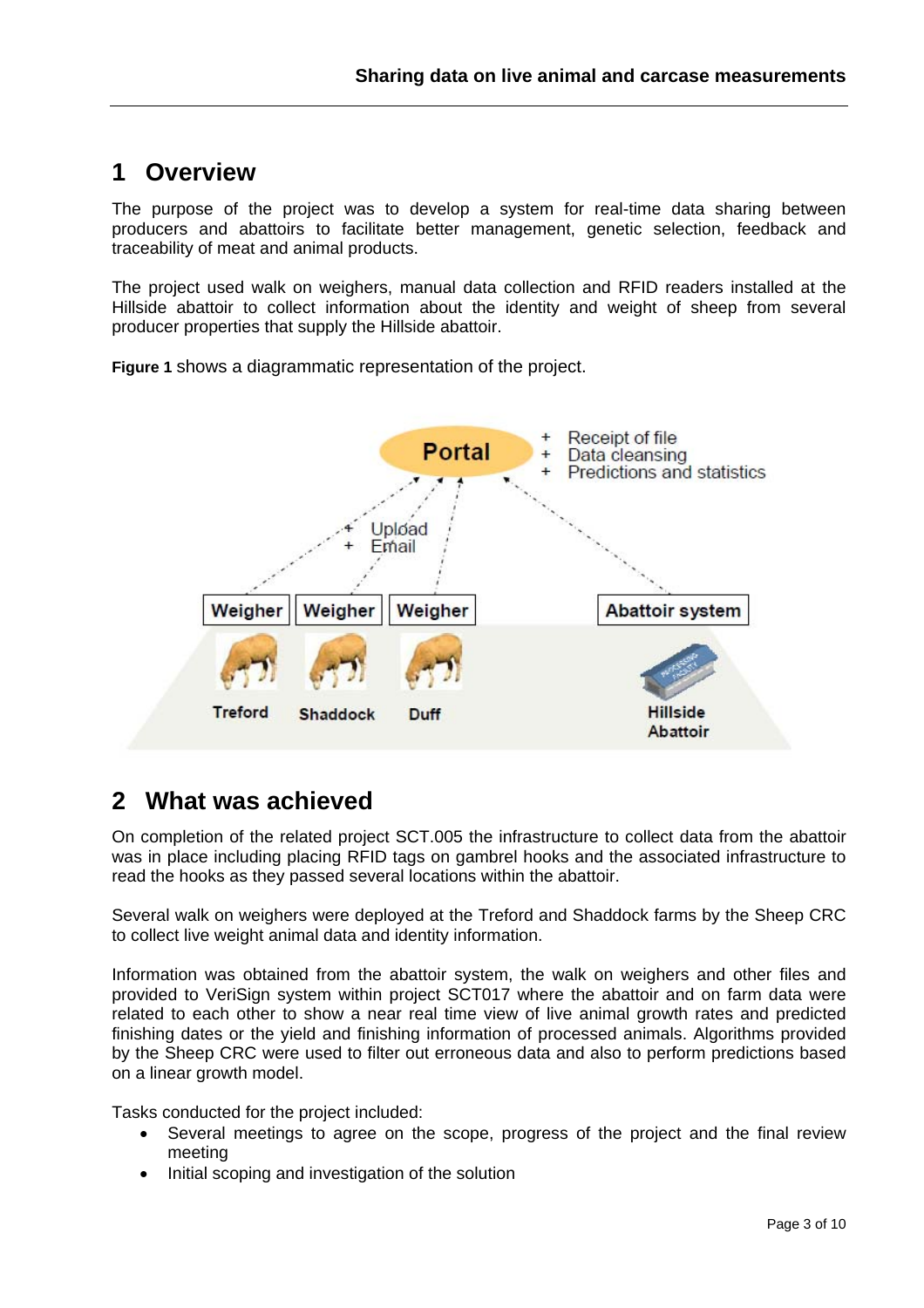# 1 Overview

The purpose of the project was to develop a system for real-time data sharing between producers and abattoirs to facilitate better management, genetic selection, feedback and traceability of meat and animal products.

The project used walk on weighers, manual data collection and RFID readers installed at the Hillside abattoir to collect information about the identity and weight of sheep from several producer properties that supply the Hillside abattoir.

**Figure 1** shows a diagrammatic representation of the project.

# 2 What was achieved

On completion of the related project SCT.005 the infrastructure to collect data from the abattoir was in place including placing RFID tags on gambrel hooks and the associated infrastructure to read the hooks as they passed several locations within the abattoir.

Several walk on weighers were deployed at the Treford and Shaddock farms by the Sheep CRC to collect live weight animal data and identity information.

Information was obtained from the abattoir system, the walk on weighers and other files and provided to VeriSign system within project SCT017 where the abattoir and on farm data were related to each other to show a near real time view of live animal growth rates and predicted finishing dates or the yield and finishing information of processed animals. Algorithms provided by the Sheep CRC were used to filter out erroneous data and also to perform predictions based on a linear growth model.

Tasks conducted for the project included:

- Several meetings to agree on the scope, progress of the project and the final review meeting
- Initial scoping and investigation of the solution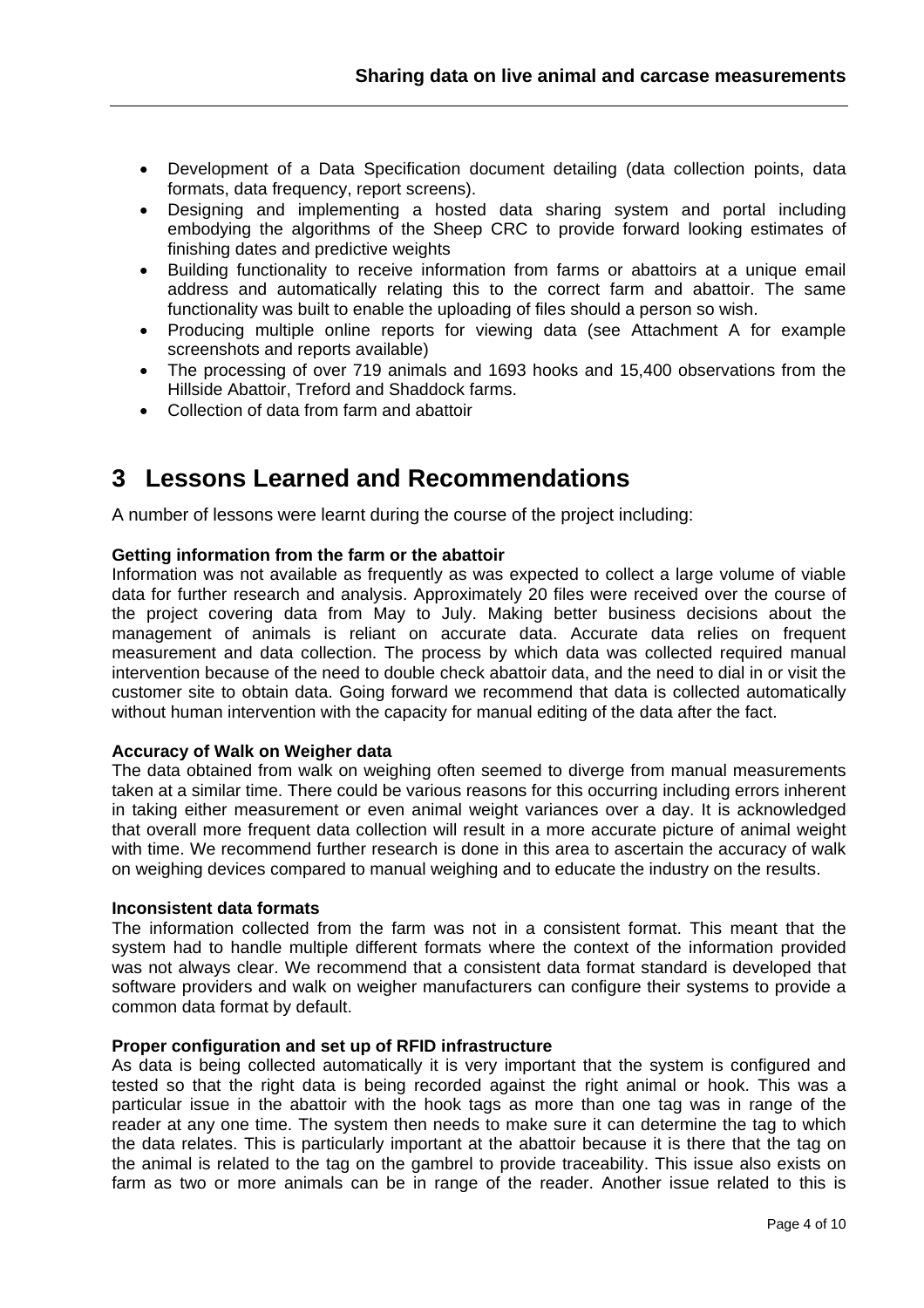- Development of a Data Specification document detailing (data collection points, data formats, data frequency, report screens).
- Designing and implementing a hosted data sharing system and portal including embodying the algorithms of the Sheep CRC to provide forward looking estimates of finishing dates and predictive weights
- Building functionality to receive information from farms or abattoirs at a unique email address and automatically relating this to the correct farm and abattoir. The same functionality was built to enable the uploading of files should a person so wish.
- Producing multiple online reports for viewing data (see Attachment A for example screenshots and reports available)
- The processing of over 719 animals and 1693 hooks and 15,400 observations from the Hillside Abattoir, Treford and Shaddock farms.
- Collection of data from farm and abattoir

# 3 Lessons Learned and Recommendations

A number of lessons were learnt during the course of the project including:

**Getting information from the farm or the abattoir**

Information was not available as frequently as was expected to collect a large volume of viable data for further research and analysis. Approximately 20 files were received over the course of the project covering data from May to July. Making better business decisions about the management of animals is reliant on accurate data. Accurate data relies on frequent measurement and data collection. The process by which data was collected required manual intervention because of the need to double check abattoir data, and the need to dial in or visit the customer site to obtain data. Going forward we recommend that data is collected automatically without human intervention with the capacity for manual editing of the data after the fact.

**Accuracy of Walk on Weigher data**

The data obtained from walk on weighing often seemed to diverge from manual measurements taken at a similar time. There could be various reasons for this occurring including errors inherent in taking either measurement or even animal weight variances over a day. It is acknowledged that overall more frequent data collection will result in a more accurate picture of animal weight with time. We recommend further research is done in this area to ascertain the accuracy of walk on weighing devices compared to manual weighing and to educate the industry on the results.

**Inconsistent data formats**

The information collected from the farm was not in a consistent format. This meant that the system had to handle multiple different formats where the context of the information provided was not always clear. We recommend that a consistent data format standard is developed that software providers and walk on weigher manufacturers can configure their systems to provide a common data format by default.

**Proper configuration and set up of RFID infrastructure**

As data is being collected automatically it is very important that the system is configured and tested so that the right data is being recorded against the right animal or hook. This was a particular issue in the abattoir with the hook tags as more than one tag was in range of the reader at any one time. The system then needs to make sure it can determine the tag to which the data relates. This is particularly important at the abattoir because it is there that the tag on the animal is related to the tag on the gambrel to provide traceability. This issue also exists on farm as two or more animals can be in range of the reader. Another issue related to this is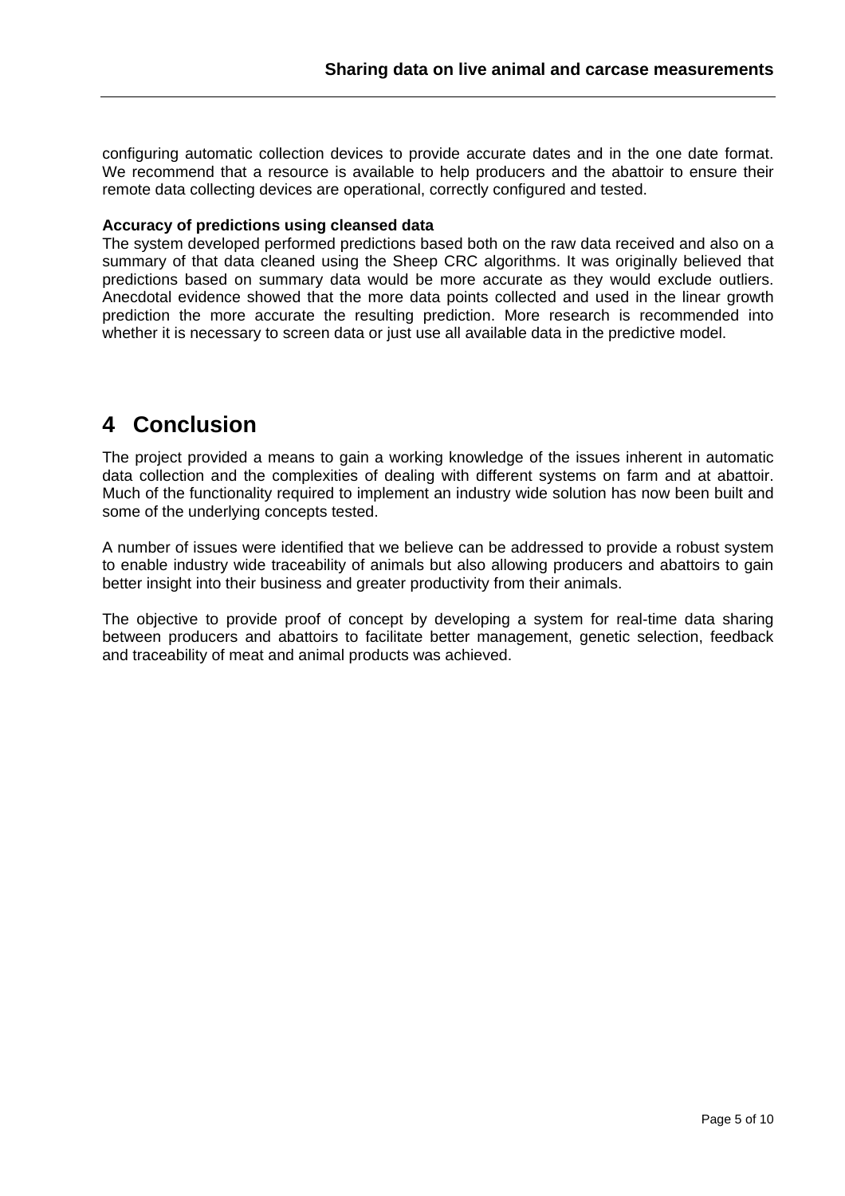configuring automatic collection devices to provide accurate dates and in the one date format. We recommend that a resource is available to help producers and the abattoir to ensure their remote data collecting devices are operational, correctly configured and tested.

**Accuracy of predictions using cleansed data**

The system developed performed predictions based both on the raw data received and also on a summary of that data cleaned using the Sheep CRC algorithms. It was originally believed that predictions based on summary data would be more accurate as they would exclude outliers. Anecdotal evidence showed that the more data points collected and used in the linear growth prediction the more accurate the resulting prediction. More research is recommended into whether it is necessary to screen data or just use all available data in the predictive model.

# 4 Conclusion

The project provided a means to gain a working knowledge of the issues inherent in automatic data collection and the complexities of dealing with different systems on farm and at abattoir. Much of the functionality required to implement an industry wide solution has now been built and some of the underlying concepts tested.

A number of issues were identified that we believe can be addressed to provide a robust system to enable industry wide traceability of animals but also allowing producers and abattoirs to gain better insight into their business and greater productivity from their animals.

The objective to provide proof of concept by developing a system for real-time data sharing between producers and abattoirs to facilitate better management, genetic selection, feedback and traceability of meat and animal products was achieved.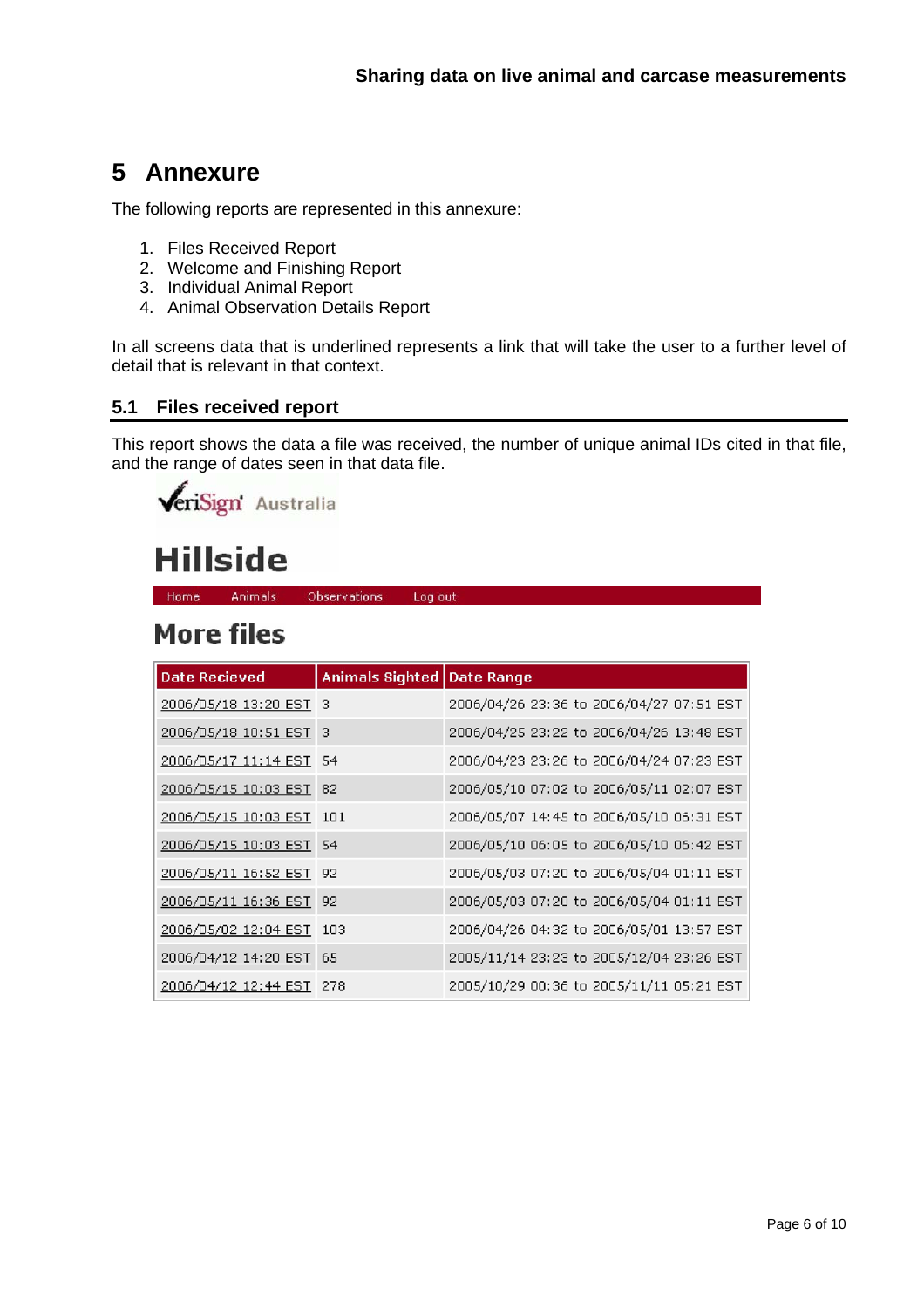# 5 Annexure

The following reports are represented in this annexure:

1. Files Received Report
2. Welcome and Finishing Report
3. Individual Animal Report
4. Animal Observation Details Report

In all screens data that is underlined represents a link that will take the user to a further level of detail that is relevant in that context.

## 5.1 Files received report

This report shows the data a file was received, the number of unique animal IDs cited in that file, and the range of dates seen in that data file.

VeriSign Australia

# Hillside

Home Animals Observations Log out

## More files

| Date Recieved | Animals Sighted | Date Range |
|---|---|---|
| 2006/05/18 13:20 EST | 3 | 2006/04/26 23:36 to 2006/04/27 07:51 EST |
| 2006/05/18 10:51 EST | 3 | 2006/04/25 23:22 to 2006/04/26 13:48 EST |
| 2006/05/17 11:14 EST | 54 | 2006/04/23 23:26 to 2006/04/24 07:23 EST |
| 2006/05/15 10:03 EST | 82 | 2006/05/10 07:02 to 2006/05/11 02:07 EST |
| 2006/05/15 10:03 EST | 101 | 2006/05/07 14:45 to 2006/05/10 06:31 EST |
| 2006/05/15 10:03 EST | 54 | 2006/05/10 06:05 to 2006/05/10 06:42 EST |
| 2006/05/11 16:52 EST | 92 | 2006/05/03 07:20 to 2006/05/04 01:11 EST |
| 2006/05/11 16:36 EST | 92 | 2006/05/03 07:20 to 2006/05/04 01:11 EST |
| 2006/05/02 12:04 EST | 103 | 2006/04/26 04:32 to 2006/05/01 13:57 EST |
| 2006/04/12 14:20 EST | 65 | 2005/11/14 23:23 to 2005/12/04 23:26 EST |
| 2006/04/12 12:44 EST | 278 | 2005/10/29 00:36 to 2005/11/11 05:21 EST |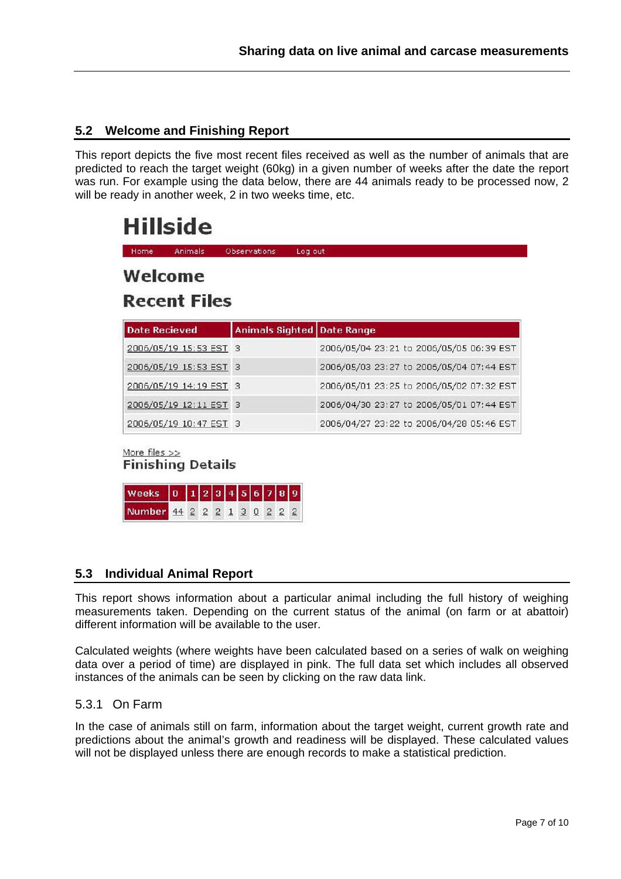## 5.2 Welcome and Finishing Report

This report depicts the five most recent files received as well as the number of animals that are predicted to reach the target weight (60kg) in a given number of weeks after the date the report was run. For example using the data below, there are 44 animals ready to be processed now, 2 will be ready in another week, 2 in two weeks time, etc.

# Hillside

Home Animals Observations Log out

## Welcome

## Recent Files

| Date Recieved | Animals Sighted | Date Range |
|---|---|---|
| 2006/05/19 15:53 EST | 3 | 2006/05/04 23:21 to 2006/05/05 06:39 EST |
| 2006/05/19 15:53 EST | 3 | 2006/05/03 23:27 to 2006/05/04 07:44 EST |
| 2006/05/19 14:19 EST | 3 | 2006/05/01 23:25 to 2006/05/02 07:32 EST |
| 2006/05/19 12:11 EST | 3 | 2006/04/30 23:27 to 2006/05/01 07:44 EST |
| 2006/05/19 10:47 EST | 3 | 2006/04/27 23:22 to 2006/04/28 05:46 EST |

More files >>

### Finishing Details

| Weeks | 0 | 1 | 2 | 3 | 4 | 5 | 6 | 7 | 8 | 9 |
|---|---|---|---|---|---|---|---|---|---|---|
| Number | 44 | 2 | 2 | 2 | 1 | 3 | 0 | 2 | 2 | 2 |

## 5.3 Individual Animal Report

This report shows information about a particular animal including the full history of weighing measurements taken. Depending on the current status of the animal (on farm or at abattoir) different information will be available to the user.

Calculated weights (where weights have been calculated based on a series of walk on weighing data over a period of time) are displayed in pink. The full data set which includes all observed instances of the animals can be seen by clicking on the raw data link.

### 5.3.1 On Farm

In the case of animals still on farm, information about the target weight, current growth rate and predictions about the animal's growth and readiness will be displayed. These calculated values will not be displayed unless there are enough records to make a statistical prediction.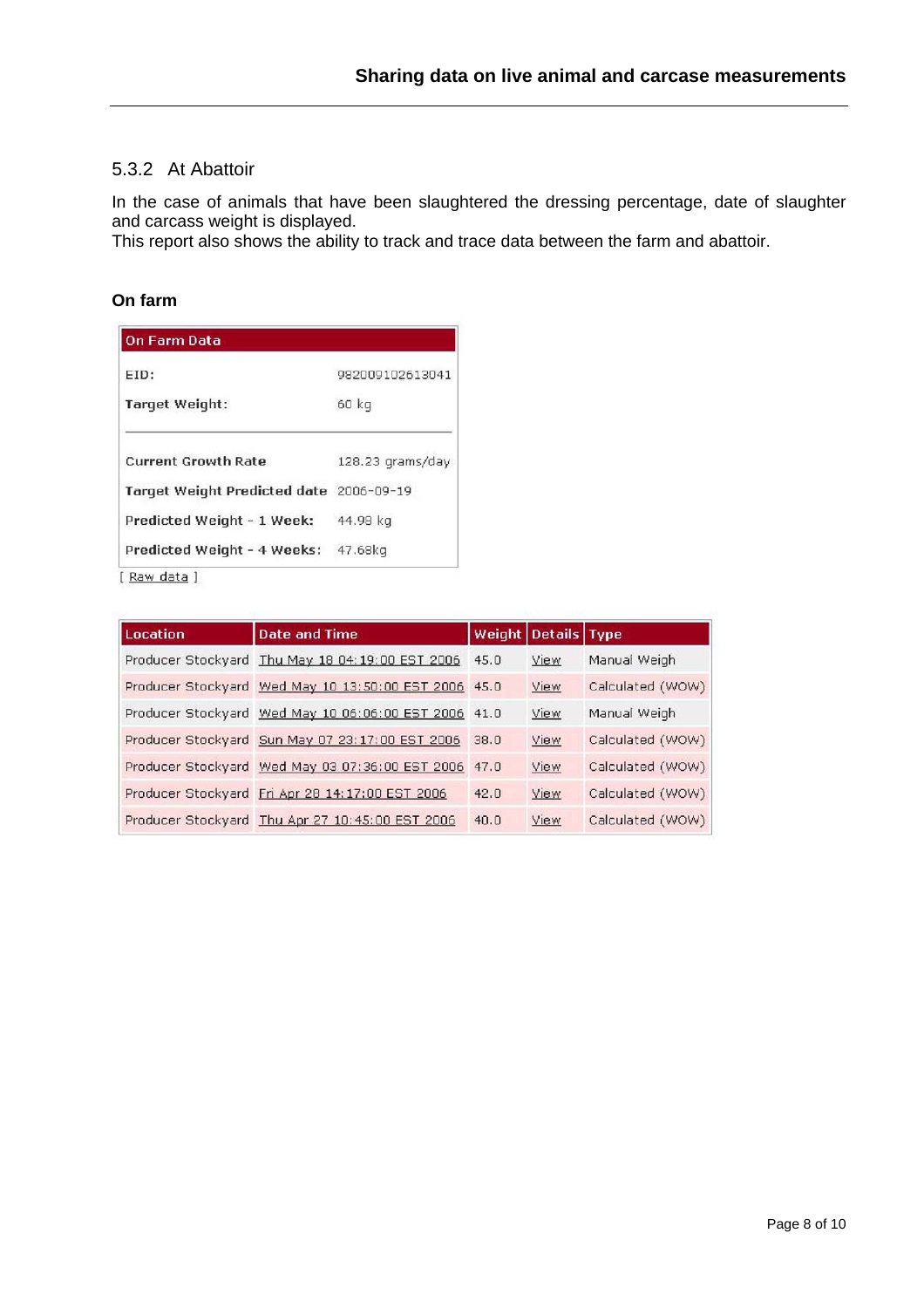### 5.3.2 At Abattoir

In the case of animals that have been slaughtered the dressing percentage, date of slaughter and carcass weight is displayed.
This report also shows the ability to track and trace data between the farm and abattoir.

**On farm**

| On Farm Data | |
|---|---|
| EID: | 982009102613041 |
| Target Weight: | 60 kg |
| Current Growth Rate | 128.23 grams/day |
| Target Weight Predicted date | 2006-09-19 |
| Predicted Weight - 1 Week: | 44.98 kg |
| Predicted Weight - 4 Weeks: | 47.68kg |

[ Raw data ]

| Location | Date and Time | Weight | Details | Type |
|---|---|---|---|---|
| Producer Stockyard | Thu May 18 04:19:00 EST 2006 | 45.0 | View | Manual Weigh |
| Producer Stockyard | Wed May 10 13:50:00 EST 2006 | 45.0 | View | Calculated (WOW) |
| Producer Stockyard | Wed May 10 06:06:00 EST 2006 | 41.0 | View | Manual Weigh |
| Producer Stockyard | Sun May 07 23:17:00 EST 2006 | 38.0 | View | Calculated (WOW) |
| Producer Stockyard | Wed May 03 07:36:00 EST 2006 | 47.0 | View | Calculated (WOW) |
| Producer Stockyard | Fri Apr 28 14:17:00 EST 2006 | 42.0 | View | Calculated (WOW) |
| Producer Stockyard | Thu Apr 27 10:45:00 EST 2006 | 40.0 | View | Calculated (WOW) |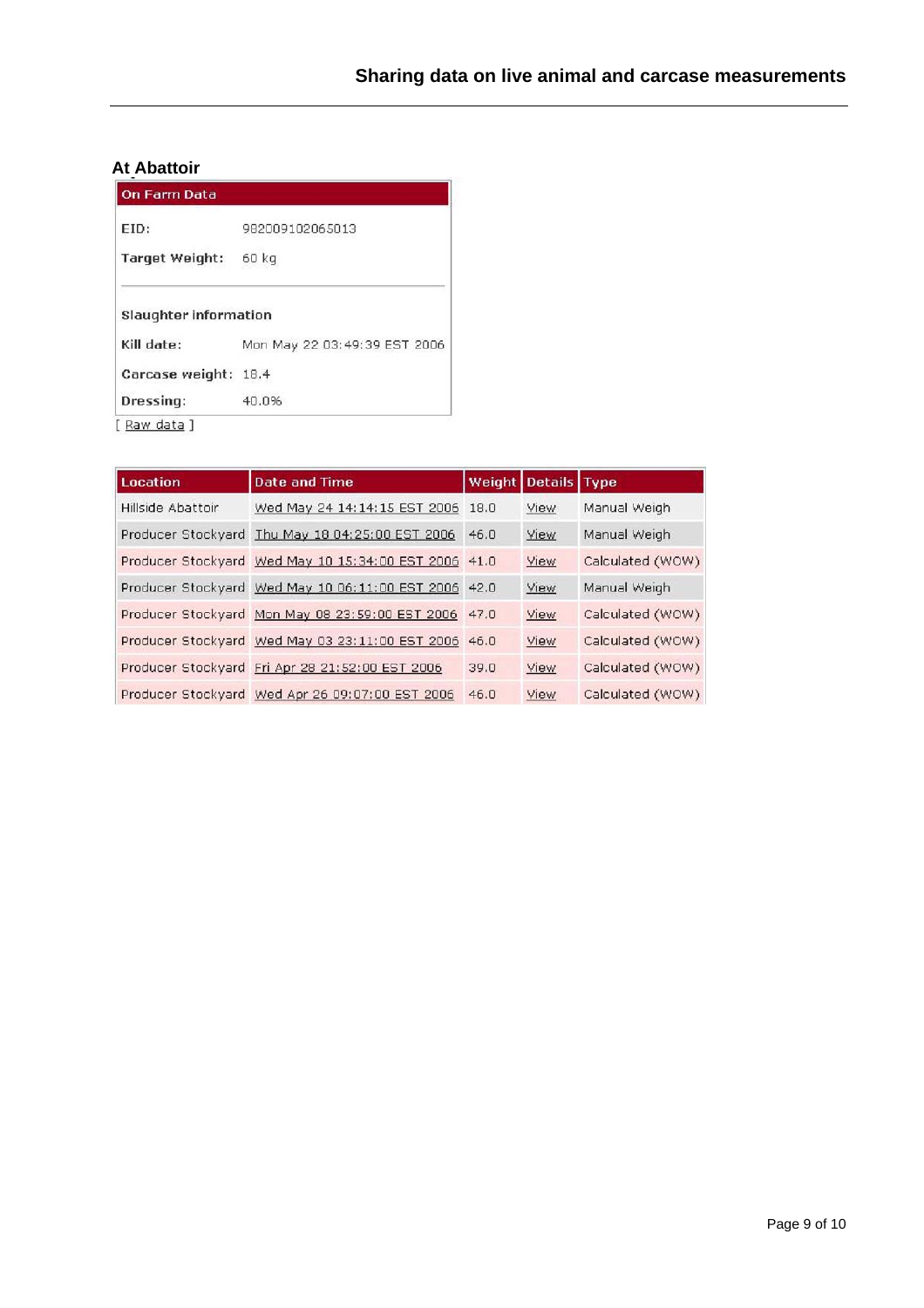## At Abattoir

**On Farm Data**

**EID:** 982009102065013

**Target Weight:** 60 kg

**Slaughter information**

**Kill date:** Mon May 22 03:49:39 EST 2006

**Carcase weight:** 18.4

**Dressing:** 40.0%

[ Raw data ]

| Location | Date and Time | Weight | Details | Type |
|---|---|---|---|---|
| Hillside Abattoir | Wed May 24 14:14:15 EST 2006 | 18.0 | View | Manual Weigh |
| Producer Stockyard | Thu May 18 04:25:00 EST 2006 | 46.0 | View | Manual Weigh |
| Producer Stockyard | Wed May 10 15:34:00 EST 2006 | 41.0 | View | Calculated (WOW) |
| Producer Stockyard | Wed May 10 06:11:00 EST 2006 | 42.0 | View | Manual Weigh |
| Producer Stockyard | Mon May 08 23:59:00 EST 2006 | 47.0 | View | Calculated (WOW) |
| Producer Stockyard | Wed May 03 23:11:00 EST 2006 | 46.0 | View | Calculated (WOW) |
| Producer Stockyard | Fri Apr 28 21:52:00 EST 2006 | 39.0 | View | Calculated (WOW) |
| Producer Stockyard | Wed Apr 26 09:07:00 EST 2006 | 46.0 | View | Calculated (WOW) |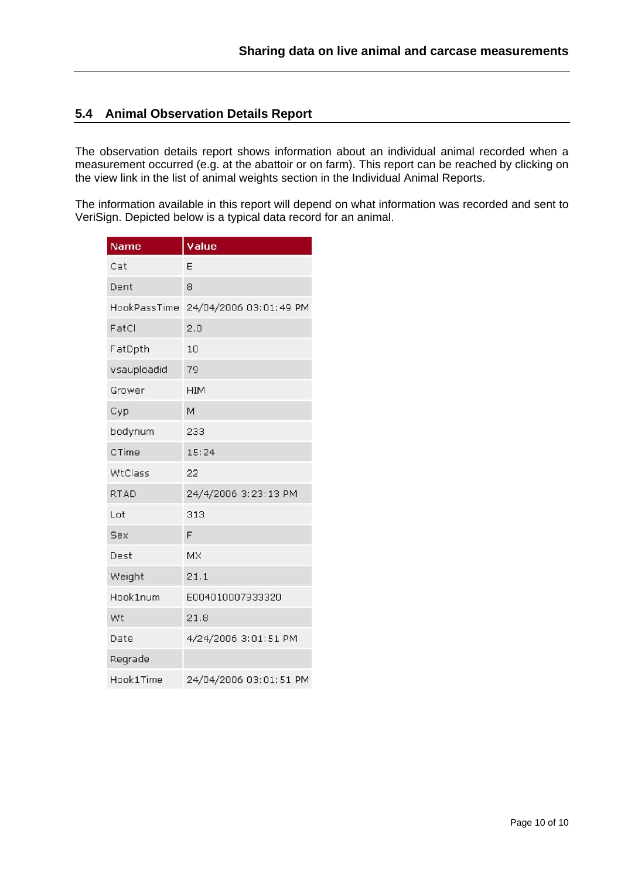## 5.4 Animal Observation Details Report

The observation details report shows information about an individual animal recorded when a measurement occurred (e.g. at the abattoir or on farm). This report can be reached by clicking on the view link in the list of animal weights section in the Individual Animal Reports.

The information available in this report will depend on what information was recorded and sent to VeriSign. Depicted below is a typical data record for an animal.

| Name | Value |
|---|---|
| Cat | E |
| Dent | 8 |
| HookPassTime | 24/04/2006 03:01:49 PM |
| FatCl | 2.0 |
| FatDpth | 10 |
| vsauploadid | 79 |
| Grower | HIM |
| Cyp | M |
| bodynum | 233 |
| CTime | 15:24 |
| WtClass | 22 |
| RTAD | 24/4/2006 3:23:13 PM |
| Lot | 313 |
| Sex | F |
| Dest | MX |
| Weight | 21.1 |
| Hook1num | E004010007933320 |
| Wt | 21.8 |
| Date | 4/24/2006 3:01:51 PM |
| Regrade | |
| Hook1Time | 24/04/2006 03:01:51 PM |